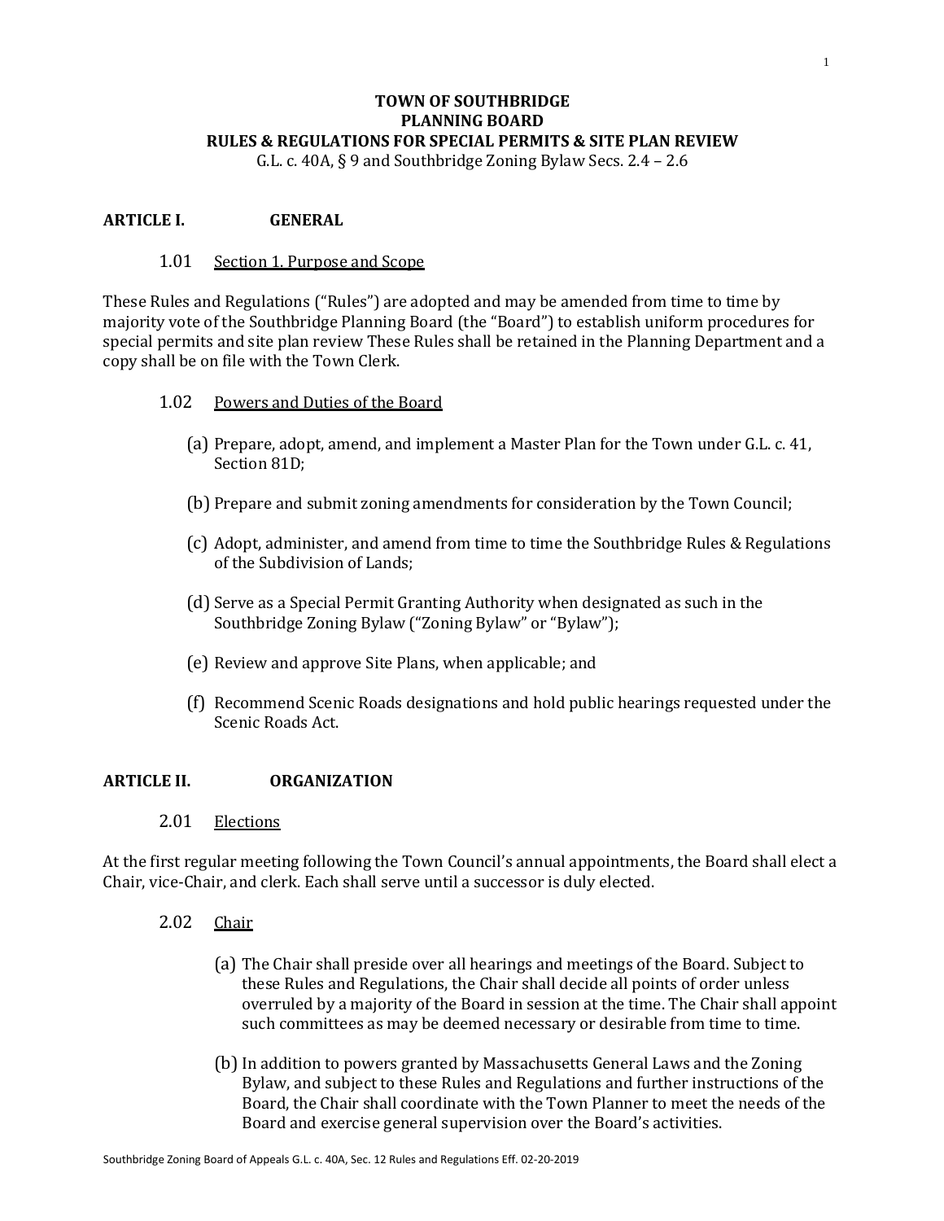# TOWN OF SOUTHBRIDGE
# PLANNING BOARD
# RULES & REGULATIONS FOR SPECIAL PERMITS & SITE PLAN REVIEW

G.L. c. 40A, § 9 and Southbridge Zoning Bylaw Secs. 2.4 – 2.6

## ARTICLE I. GENERAL

### 1.01 Section 1. Purpose and Scope

These Rules and Regulations ("Rules") are adopted and may be amended from time to time by majority vote of the Southbridge Planning Board (the "Board") to establish uniform procedures for special permits and site plan review These Rules shall be retained in the Planning Department and a copy shall be on file with the Town Clerk.

### 1.02 Powers and Duties of the Board

(a) Prepare, adopt, amend, and implement a Master Plan for the Town under G.L. c. 41, Section 81D;

(b) Prepare and submit zoning amendments for consideration by the Town Council;

(c) Adopt, administer, and amend from time to time the Southbridge Rules & Regulations of the Subdivision of Lands;

(d) Serve as a Special Permit Granting Authority when designated as such in the Southbridge Zoning Bylaw ("Zoning Bylaw" or "Bylaw");

(e) Review and approve Site Plans, when applicable; and

(f) Recommend Scenic Roads designations and hold public hearings requested under the Scenic Roads Act.

## ARTICLE II. ORGANIZATION

### 2.01 Elections

At the first regular meeting following the Town Council's annual appointments, the Board shall elect a Chair, vice-Chair, and clerk. Each shall serve until a successor is duly elected.

### 2.02 Chair

(a) The Chair shall preside over all hearings and meetings of the Board. Subject to these Rules and Regulations, the Chair shall decide all points of order unless overruled by a majority of the Board in session at the time. The Chair shall appoint such committees as may be deemed necessary or desirable from time to time.

(b) In addition to powers granted by Massachusetts General Laws and the Zoning Bylaw, and subject to these Rules and Regulations and further instructions of the Board, the Chair shall coordinate with the Town Planner to meet the needs of the Board and exercise general supervision over the Board's activities.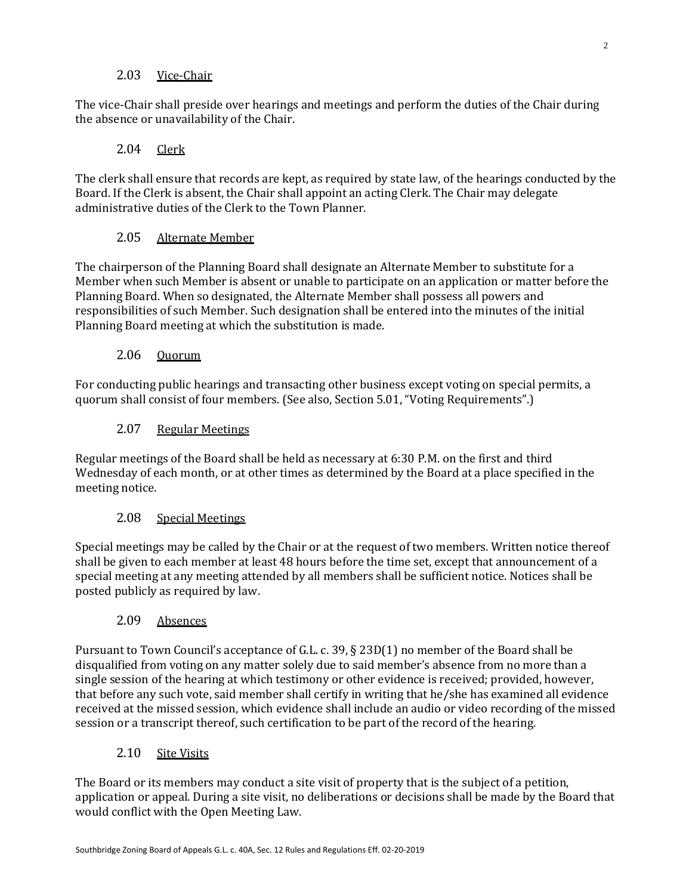### 2.03 Vice-Chair

The vice-Chair shall preside over hearings and meetings and perform the duties of the Chair during the absence or unavailability of the Chair.

### 2.04 Clerk

The clerk shall ensure that records are kept, as required by state law, of the hearings conducted by the Board. If the Clerk is absent, the Chair shall appoint an acting Clerk. The Chair may delegate administrative duties of the Clerk to the Town Planner.

### 2.05 Alternate Member

The chairperson of the Planning Board shall designate an Alternate Member to substitute for a Member when such Member is absent or unable to participate on an application or matter before the Planning Board. When so designated, the Alternate Member shall possess all powers and responsibilities of such Member. Such designation shall be entered into the minutes of the initial Planning Board meeting at which the substitution is made.

### 2.06 Quorum

For conducting public hearings and transacting other business except voting on special permits, a quorum shall consist of four members. (See also, Section 5.01, "Voting Requirements".)

### 2.07 Regular Meetings

Regular meetings of the Board shall be held as necessary at 6:30 P.M. on the first and third Wednesday of each month, or at other times as determined by the Board at a place specified in the meeting notice.

### 2.08 Special Meetings

Special meetings may be called by the Chair or at the request of two members. Written notice thereof shall be given to each member at least 48 hours before the time set, except that announcement of a special meeting at any meeting attended by all members shall be sufficient notice. Notices shall be posted publicly as required by law.

### 2.09 Absences

Pursuant to Town Council's acceptance of G.L. c. 39, § 23D(1) no member of the Board shall be disqualified from voting on any matter solely due to said member's absence from no more than a single session of the hearing at which testimony or other evidence is received; provided, however, that before any such vote, said member shall certify in writing that he/she has examined all evidence received at the missed session, which evidence shall include an audio or video recording of the missed session or a transcript thereof, such certification to be part of the record of the hearing.

### 2.10 Site Visits

The Board or its members may conduct a site visit of property that is the subject of a petition, application or appeal. During a site visit, no deliberations or decisions shall be made by the Board that would conflict with the Open Meeting Law.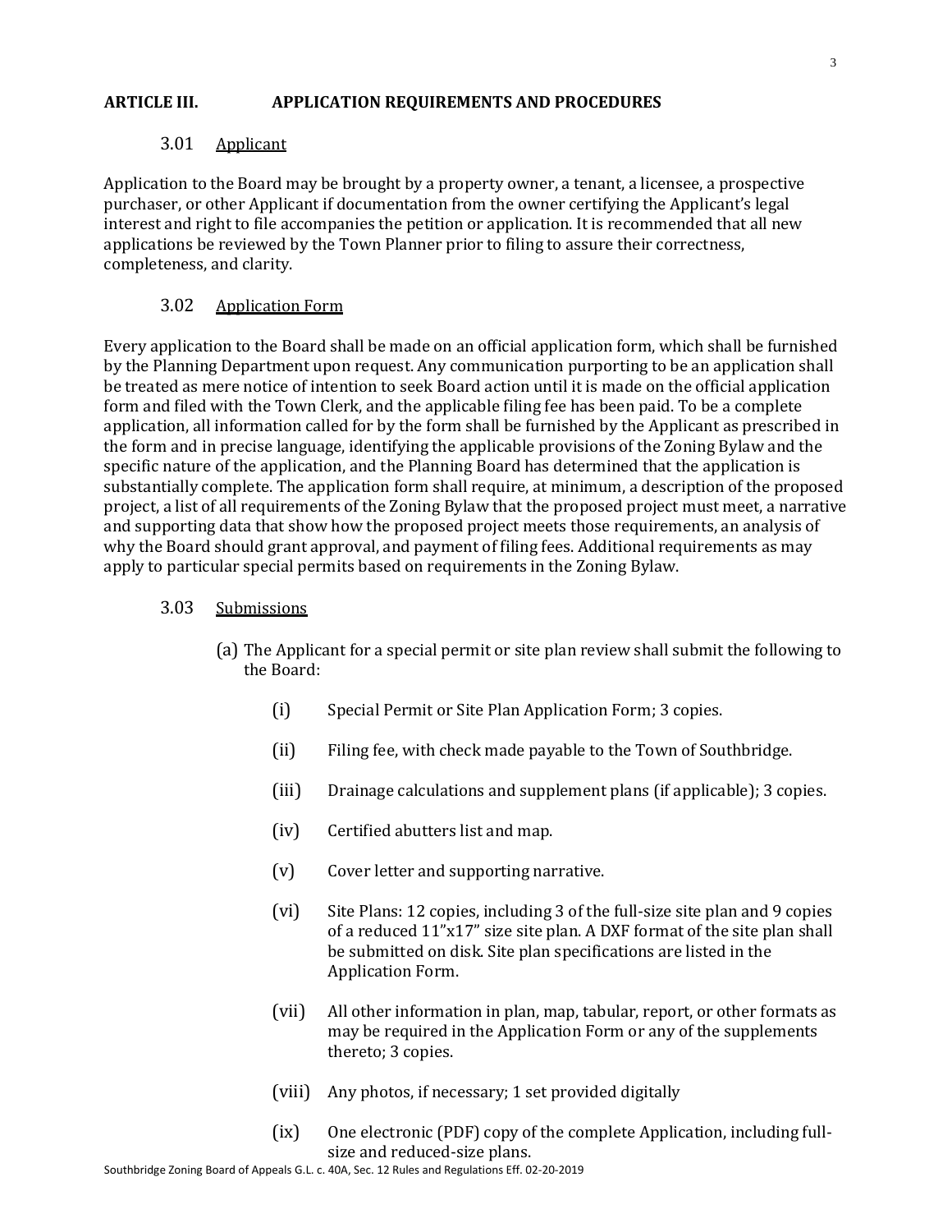## ARTICLE III. APPLICATION REQUIREMENTS AND PROCEDURES

### 3.01 Applicant

Application to the Board may be brought by a property owner, a tenant, a licensee, a prospective purchaser, or other Applicant if documentation from the owner certifying the Applicant's legal interest and right to file accompanies the petition or application. It is recommended that all new applications be reviewed by the Town Planner prior to filing to assure their correctness, completeness, and clarity.

### 3.02 Application Form

Every application to the Board shall be made on an official application form, which shall be furnished by the Planning Department upon request. Any communication purporting to be an application shall be treated as mere notice of intention to seek Board action until it is made on the official application form and filed with the Town Clerk, and the applicable filing fee has been paid. To be a complete application, all information called for by the form shall be furnished by the Applicant as prescribed in the form and in precise language, identifying the applicable provisions of the Zoning Bylaw and the specific nature of the application, and the Planning Board has determined that the application is substantially complete. The application form shall require, at minimum, a description of the proposed project, a list of all requirements of the Zoning Bylaw that the proposed project must meet, a narrative and supporting data that show how the proposed project meets those requirements, an analysis of why the Board should grant approval, and payment of filing fees. Additional requirements as may apply to particular special permits based on requirements in the Zoning Bylaw.

### 3.03 Submissions

(a) The Applicant for a special permit or site plan review shall submit the following to the Board:

- (i) Special Permit or Site Plan Application Form; 3 copies.
- (ii) Filing fee, with check made payable to the Town of Southbridge.
- (iii) Drainage calculations and supplement plans (if applicable); 3 copies.
- (iv) Certified abutters list and map.
- (v) Cover letter and supporting narrative.
- (vi) Site Plans: 12 copies, including 3 of the full-size site plan and 9 copies of a reduced 11"x17" size site plan. A DXF format of the site plan shall be submitted on disk. Site plan specifications are listed in the Application Form.
- (vii) All other information in plan, map, tabular, report, or other formats as may be required in the Application Form or any of the supplements thereto; 3 copies.
- (viii) Any photos, if necessary; 1 set provided digitally
- (ix) One electronic (PDF) copy of the complete Application, including full-size and reduced-size plans.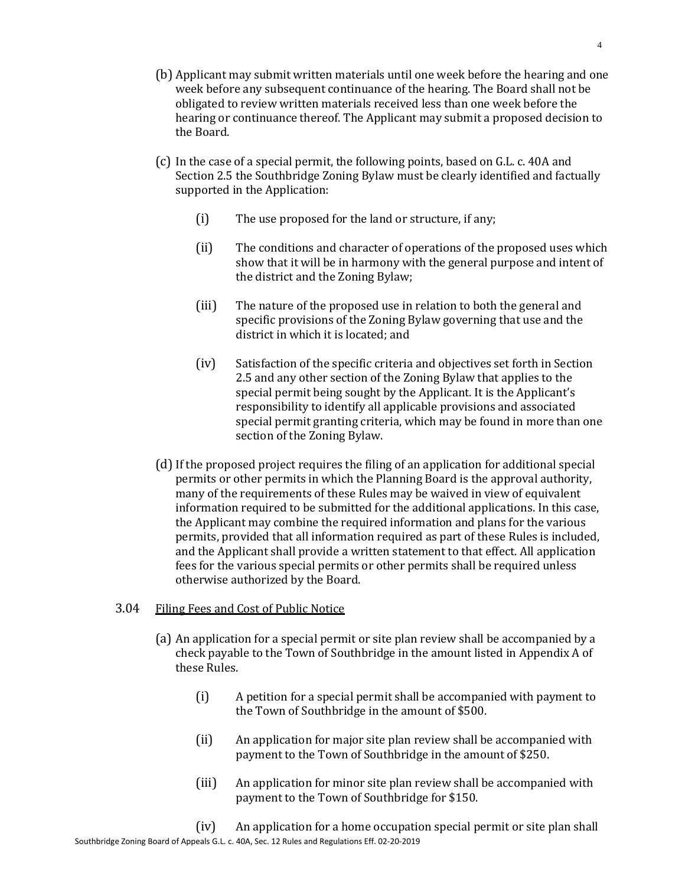(b) Applicant may submit written materials until one week before the hearing and one week before any subsequent continuance of the hearing. The Board shall not be obligated to review written materials received less than one week before the hearing or continuance thereof. The Applicant may submit a proposed decision to the Board.

(c) In the case of a special permit, the following points, based on G.L. c. 40A and Section 2.5 the Southbridge Zoning Bylaw must be clearly identified and factually supported in the Application:

(i) The use proposed for the land or structure, if any;

(ii) The conditions and character of operations of the proposed uses which show that it will be in harmony with the general purpose and intent of the district and the Zoning Bylaw;

(iii) The nature of the proposed use in relation to both the general and specific provisions of the Zoning Bylaw governing that use and the district in which it is located; and

(iv) Satisfaction of the specific criteria and objectives set forth in Section 2.5 and any other section of the Zoning Bylaw that applies to the special permit being sought by the Applicant. It is the Applicant's responsibility to identify all applicable provisions and associated special permit granting criteria, which may be found in more than one section of the Zoning Bylaw.

(d) If the proposed project requires the filing of an application for additional special permits or other permits in which the Planning Board is the approval authority, many of the requirements of these Rules may be waived in view of equivalent information required to be submitted for the additional applications. In this case, the Applicant may combine the required information and plans for the various permits, provided that all information required as part of these Rules is included, and the Applicant shall provide a written statement to that effect. All application fees for the various special permits or other permits shall be required unless otherwise authorized by the Board.

### 3.04 Filing Fees and Cost of Public Notice

(a) An application for a special permit or site plan review shall be accompanied by a check payable to the Town of Southbridge in the amount listed in Appendix A of these Rules.

(i) A petition for a special permit shall be accompanied with payment to the Town of Southbridge in the amount of $500.

(ii) An application for major site plan review shall be accompanied with payment to the Town of Southbridge in the amount of $250.

(iii) An application for minor site plan review shall be accompanied with payment to the Town of Southbridge for $150.

(iv) An application for a home occupation special permit or site plan shall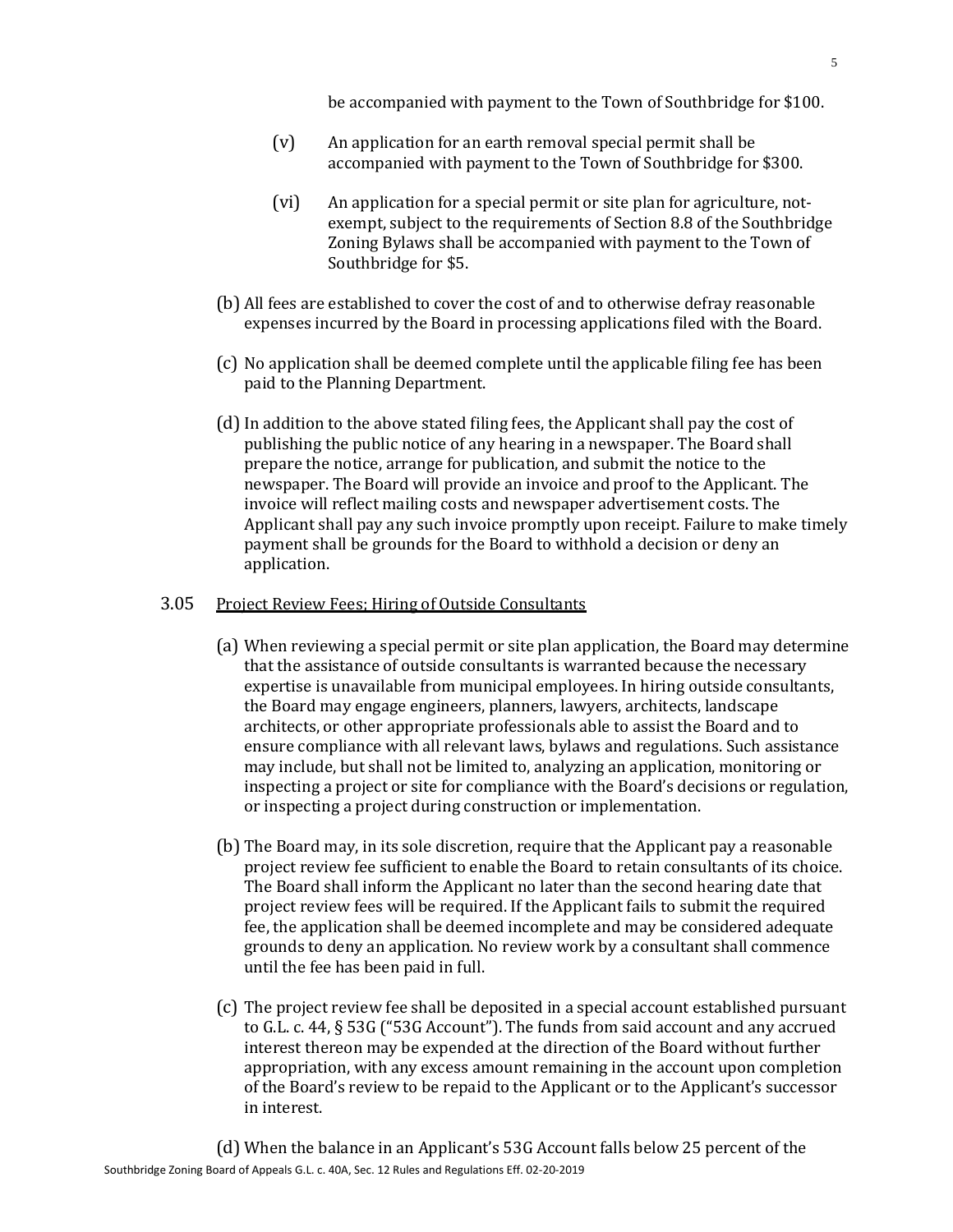be accompanied with payment to the Town of Southbridge for $100.

(v) An application for an earth removal special permit shall be accompanied with payment to the Town of Southbridge for $300.

(vi) An application for a special permit or site plan for agriculture, not-exempt, subject to the requirements of Section 8.8 of the Southbridge Zoning Bylaws shall be accompanied with payment to the Town of Southbridge for $5.

(b) All fees are established to cover the cost of and to otherwise defray reasonable expenses incurred by the Board in processing applications filed with the Board.

(c) No application shall be deemed complete until the applicable filing fee has been paid to the Planning Department.

(d) In addition to the above stated filing fees, the Applicant shall pay the cost of publishing the public notice of any hearing in a newspaper. The Board shall prepare the notice, arrange for publication, and submit the notice to the newspaper. The Board will provide an invoice and proof to the Applicant. The invoice will reflect mailing costs and newspaper advertisement costs. The Applicant shall pay any such invoice promptly upon receipt. Failure to make timely payment shall be grounds for the Board to withhold a decision or deny an application.

3.05 Project Review Fees; Hiring of Outside Consultants

(a) When reviewing a special permit or site plan application, the Board may determine that the assistance of outside consultants is warranted because the necessary expertise is unavailable from municipal employees. In hiring outside consultants, the Board may engage engineers, planners, lawyers, architects, landscape architects, or other appropriate professionals able to assist the Board and to ensure compliance with all relevant laws, bylaws and regulations. Such assistance may include, but shall not be limited to, analyzing an application, monitoring or inspecting a project or site for compliance with the Board's decisions or regulation, or inspecting a project during construction or implementation.

(b) The Board may, in its sole discretion, require that the Applicant pay a reasonable project review fee sufficient to enable the Board to retain consultants of its choice. The Board shall inform the Applicant no later than the second hearing date that project review fees will be required. If the Applicant fails to submit the required fee, the application shall be deemed incomplete and may be considered adequate grounds to deny an application. No review work by a consultant shall commence until the fee has been paid in full.

(c) The project review fee shall be deposited in a special account established pursuant to G.L. c. 44, § 53G ("53G Account"). The funds from said account and any accrued interest thereon may be expended at the direction of the Board without further appropriation, with any excess amount remaining in the account upon completion of the Board's review to be repaid to the Applicant or to the Applicant's successor in interest.

(d) When the balance in an Applicant's 53G Account falls below 25 percent of the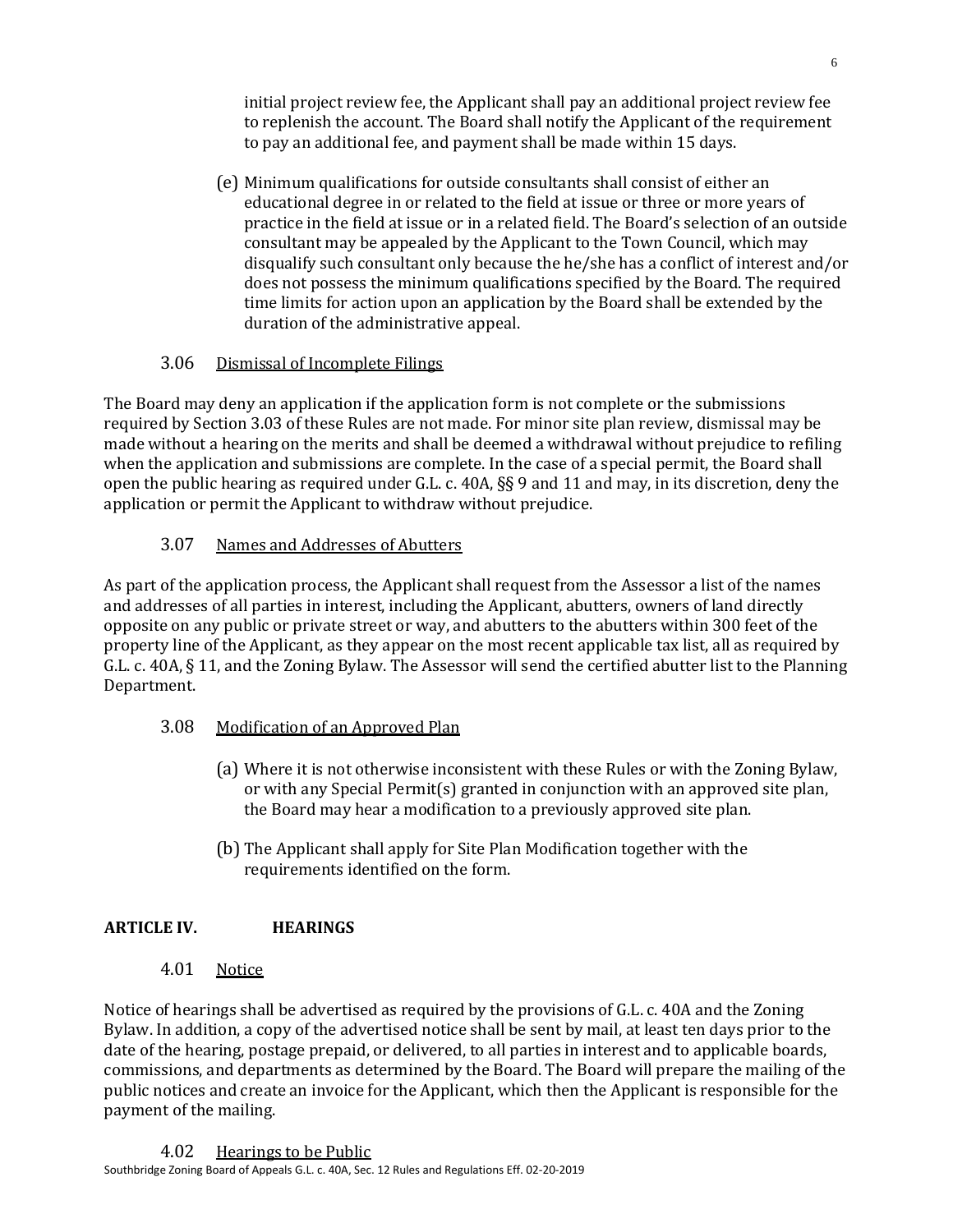initial project review fee, the Applicant shall pay an additional project review fee to replenish the account. The Board shall notify the Applicant of the requirement to pay an additional fee, and payment shall be made within 15 days.

(e) Minimum qualifications for outside consultants shall consist of either an educational degree in or related to the field at issue or three or more years of practice in the field at issue or in a related field. The Board's selection of an outside consultant may be appealed by the Applicant to the Town Council, which may disqualify such consultant only because the he/she has a conflict of interest and/or does not possess the minimum qualifications specified by the Board. The required time limits for action upon an application by the Board shall be extended by the duration of the administrative appeal.

### 3.06 Dismissal of Incomplete Filings

The Board may deny an application if the application form is not complete or the submissions required by Section 3.03 of these Rules are not made. For minor site plan review, dismissal may be made without a hearing on the merits and shall be deemed a withdrawal without prejudice to refiling when the application and submissions are complete. In the case of a special permit, the Board shall open the public hearing as required under G.L. c. 40A, §§ 9 and 11 and may, in its discretion, deny the application or permit the Applicant to withdraw without prejudice.

### 3.07 Names and Addresses of Abutters

As part of the application process, the Applicant shall request from the Assessor a list of the names and addresses of all parties in interest, including the Applicant, abutters, owners of land directly opposite on any public or private street or way, and abutters to the abutters within 300 feet of the property line of the Applicant, as they appear on the most recent applicable tax list, all as required by G.L. c. 40A, § 11, and the Zoning Bylaw. The Assessor will send the certified abutter list to the Planning Department.

### 3.08 Modification of an Approved Plan

(a) Where it is not otherwise inconsistent with these Rules or with the Zoning Bylaw, or with any Special Permit(s) granted in conjunction with an approved site plan, the Board may hear a modification to a previously approved site plan.

(b) The Applicant shall apply for Site Plan Modification together with the requirements identified on the form.

## ARTICLE IV. HEARINGS

### 4.01 Notice

Notice of hearings shall be advertised as required by the provisions of G.L. c. 40A and the Zoning Bylaw. In addition, a copy of the advertised notice shall be sent by mail, at least ten days prior to the date of the hearing, postage prepaid, or delivered, to all parties in interest and to applicable boards, commissions, and departments as determined by the Board. The Board will prepare the mailing of the public notices and create an invoice for the Applicant, which then the Applicant is responsible for the payment of the mailing.

### 4.02 Hearings to be Public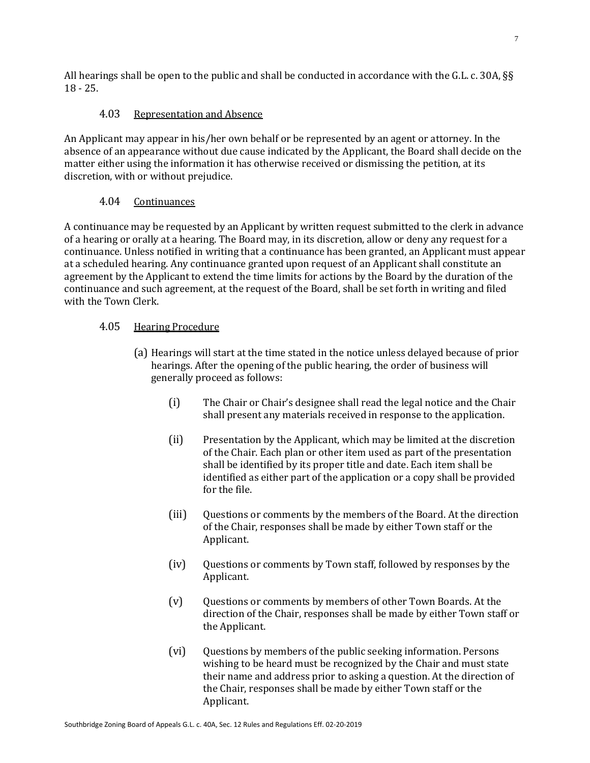All hearings shall be open to the public and shall be conducted in accordance with the G.L. c. 30A, §§ 18 - 25.

### 4.03 Representation and Absence

An Applicant may appear in his/her own behalf or be represented by an agent or attorney. In the absence of an appearance without due cause indicated by the Applicant, the Board shall decide on the matter either using the information it has otherwise received or dismissing the petition, at its discretion, with or without prejudice.

### 4.04 Continuances

A continuance may be requested by an Applicant by written request submitted to the clerk in advance of a hearing or orally at a hearing. The Board may, in its discretion, allow or deny any request for a continuance. Unless notified in writing that a continuance has been granted, an Applicant must appear at a scheduled hearing. Any continuance granted upon request of an Applicant shall constitute an agreement by the Applicant to extend the time limits for actions by the Board by the duration of the continuance and such agreement, at the request of the Board, shall be set forth in writing and filed with the Town Clerk.

### 4.05 Hearing Procedure

(a) Hearings will start at the time stated in the notice unless delayed because of prior hearings. After the opening of the public hearing, the order of business will generally proceed as follows:

- (i) The Chair or Chair's designee shall read the legal notice and the Chair shall present any materials received in response to the application.

- (ii) Presentation by the Applicant, which may be limited at the discretion of the Chair. Each plan or other item used as part of the presentation shall be identified by its proper title and date. Each item shall be identified as either part of the application or a copy shall be provided for the file.

- (iii) Questions or comments by the members of the Board. At the direction of the Chair, responses shall be made by either Town staff or the Applicant.

- (iv) Questions or comments by Town staff, followed by responses by the Applicant.

- (v) Questions or comments by members of other Town Boards. At the direction of the Chair, responses shall be made by either Town staff or the Applicant.

- (vi) Questions by members of the public seeking information. Persons wishing to be heard must be recognized by the Chair and must state their name and address prior to asking a question. At the direction of the Chair, responses shall be made by either Town staff or the Applicant.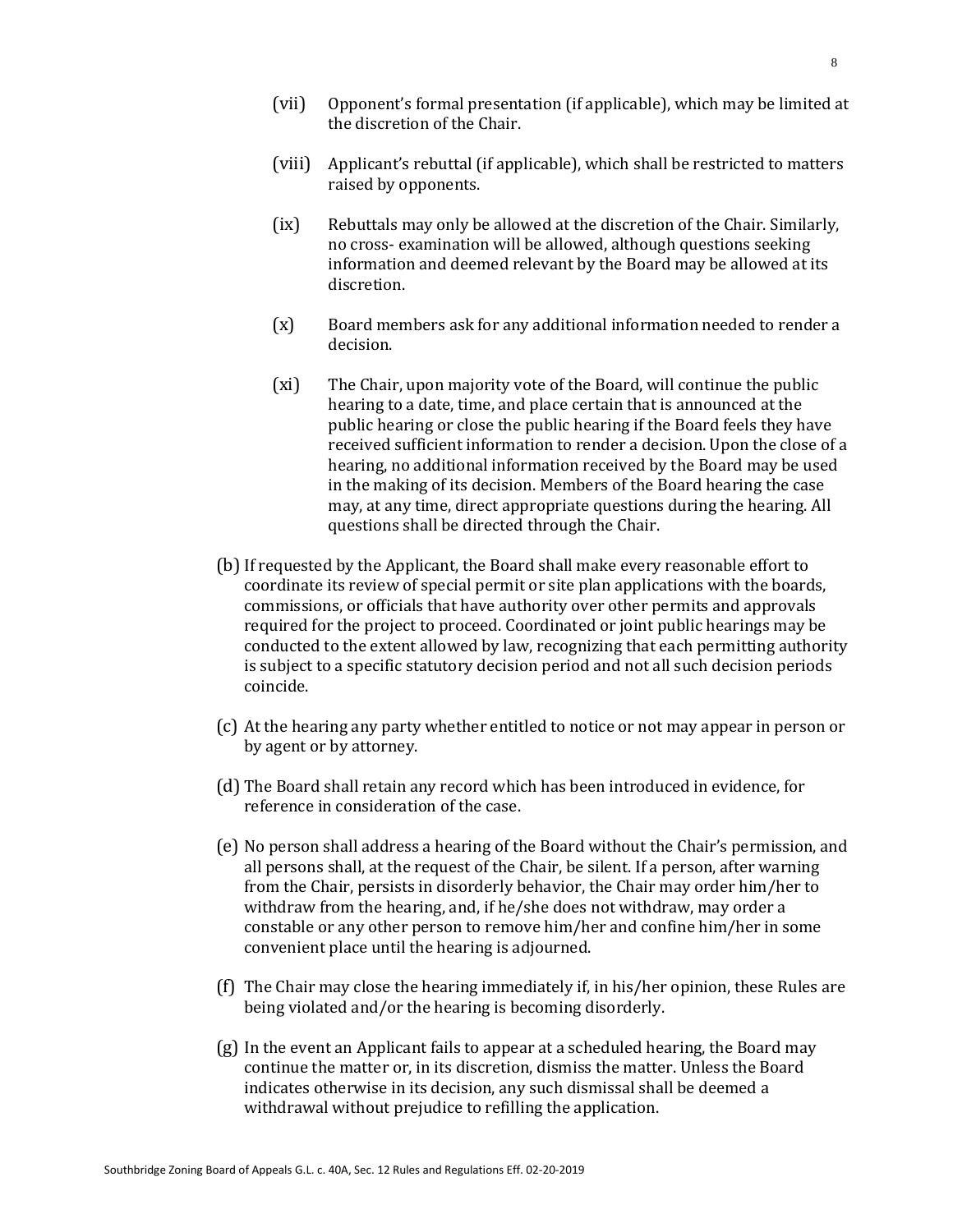(vii) Opponent's formal presentation (if applicable), which may be limited at the discretion of the Chair.

(viii) Applicant's rebuttal (if applicable), which shall be restricted to matters raised by opponents.

(ix) Rebuttals may only be allowed at the discretion of the Chair. Similarly, no cross- examination will be allowed, although questions seeking information and deemed relevant by the Board may be allowed at its discretion.

(x) Board members ask for any additional information needed to render a decision.

(xi) The Chair, upon majority vote of the Board, will continue the public hearing to a date, time, and place certain that is announced at the public hearing or close the public hearing if the Board feels they have received sufficient information to render a decision. Upon the close of a hearing, no additional information received by the Board may be used in the making of its decision. Members of the Board hearing the case may, at any time, direct appropriate questions during the hearing. All questions shall be directed through the Chair.

(b) If requested by the Applicant, the Board shall make every reasonable effort to coordinate its review of special permit or site plan applications with the boards, commissions, or officials that have authority over other permits and approvals required for the project to proceed. Coordinated or joint public hearings may be conducted to the extent allowed by law, recognizing that each permitting authority is subject to a specific statutory decision period and not all such decision periods coincide.

(c) At the hearing any party whether entitled to notice or not may appear in person or by agent or by attorney.

(d) The Board shall retain any record which has been introduced in evidence, for reference in consideration of the case.

(e) No person shall address a hearing of the Board without the Chair's permission, and all persons shall, at the request of the Chair, be silent. If a person, after warning from the Chair, persists in disorderly behavior, the Chair may order him/her to withdraw from the hearing, and, if he/she does not withdraw, may order a constable or any other person to remove him/her and confine him/her in some convenient place until the hearing is adjourned.

(f) The Chair may close the hearing immediately if, in his/her opinion, these Rules are being violated and/or the hearing is becoming disorderly.

(g) In the event an Applicant fails to appear at a scheduled hearing, the Board may continue the matter or, in its discretion, dismiss the matter. Unless the Board indicates otherwise in its decision, any such dismissal shall be deemed a withdrawal without prejudice to refilling the application.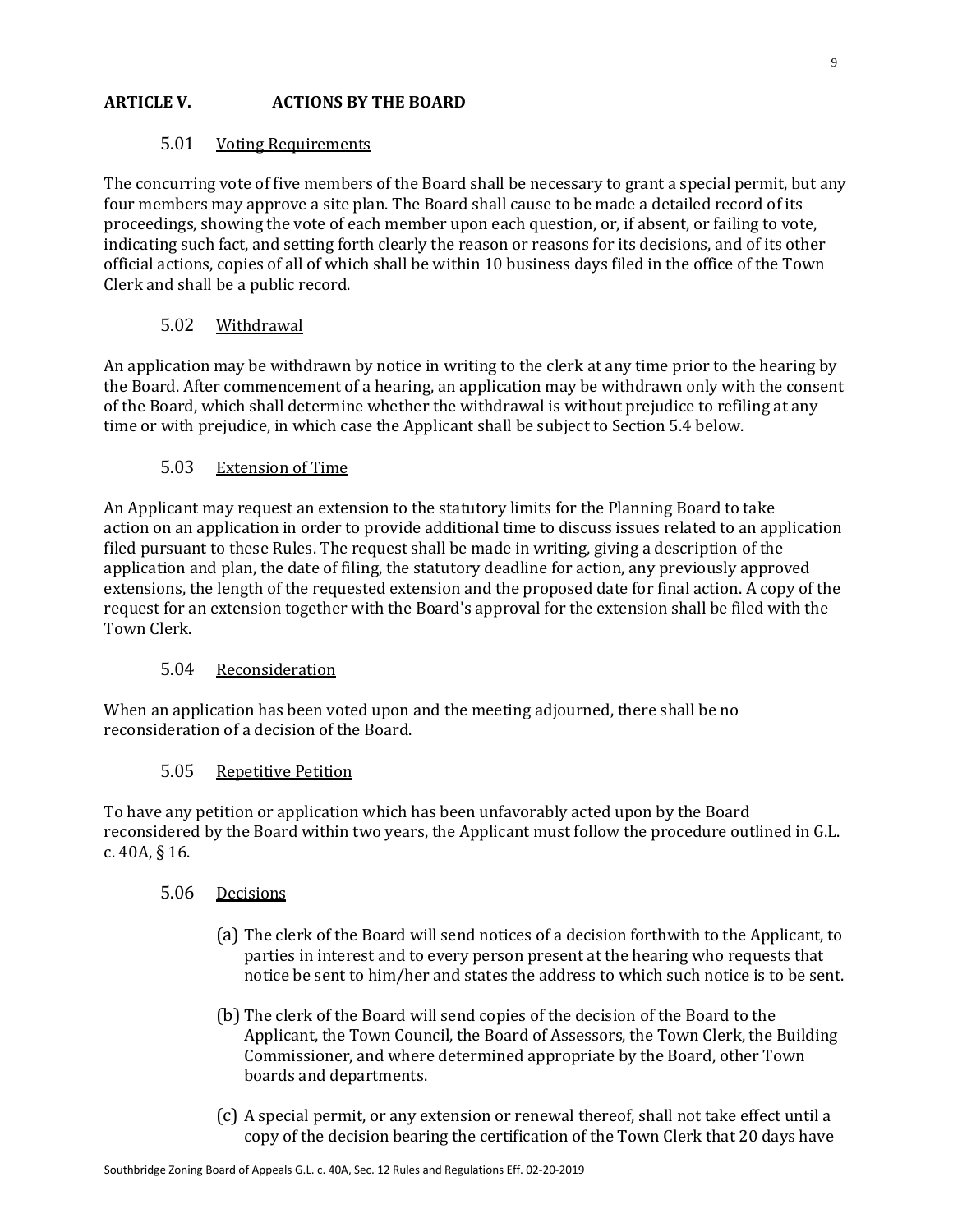## ARTICLE V. ACTIONS BY THE BOARD

### 5.01 Voting Requirements

The concurring vote of five members of the Board shall be necessary to grant a special permit, but any four members may approve a site plan. The Board shall cause to be made a detailed record of its proceedings, showing the vote of each member upon each question, or, if absent, or failing to vote, indicating such fact, and setting forth clearly the reason or reasons for its decisions, and of its other official actions, copies of all of which shall be within 10 business days filed in the office of the Town Clerk and shall be a public record.

### 5.02 Withdrawal

An application may be withdrawn by notice in writing to the clerk at any time prior to the hearing by the Board. After commencement of a hearing, an application may be withdrawn only with the consent of the Board, which shall determine whether the withdrawal is without prejudice to refiling at any time or with prejudice, in which case the Applicant shall be subject to Section 5.4 below.

### 5.03 Extension of Time

An Applicant may request an extension to the statutory limits for the Planning Board to take action on an application in order to provide additional time to discuss issues related to an application filed pursuant to these Rules. The request shall be made in writing, giving a description of the application and plan, the date of filing, the statutory deadline for action, any previously approved extensions, the length of the requested extension and the proposed date for final action. A copy of the request for an extension together with the Board's approval for the extension shall be filed with the Town Clerk.

### 5.04 Reconsideration

When an application has been voted upon and the meeting adjourned, there shall be no reconsideration of a decision of the Board.

### 5.05 Repetitive Petition

To have any petition or application which has been unfavorably acted upon by the Board reconsidered by the Board within two years, the Applicant must follow the procedure outlined in G.L. c. 40A, § 16.

### 5.06 Decisions

(a) The clerk of the Board will send notices of a decision forthwith to the Applicant, to parties in interest and to every person present at the hearing who requests that notice be sent to him/her and states the address to which such notice is to be sent.

(b) The clerk of the Board will send copies of the decision of the Board to the Applicant, the Town Council, the Board of Assessors, the Town Clerk, the Building Commissioner, and where determined appropriate by the Board, other Town boards and departments.

(c) A special permit, or any extension or renewal thereof, shall not take effect until a copy of the decision bearing the certification of the Town Clerk that 20 days have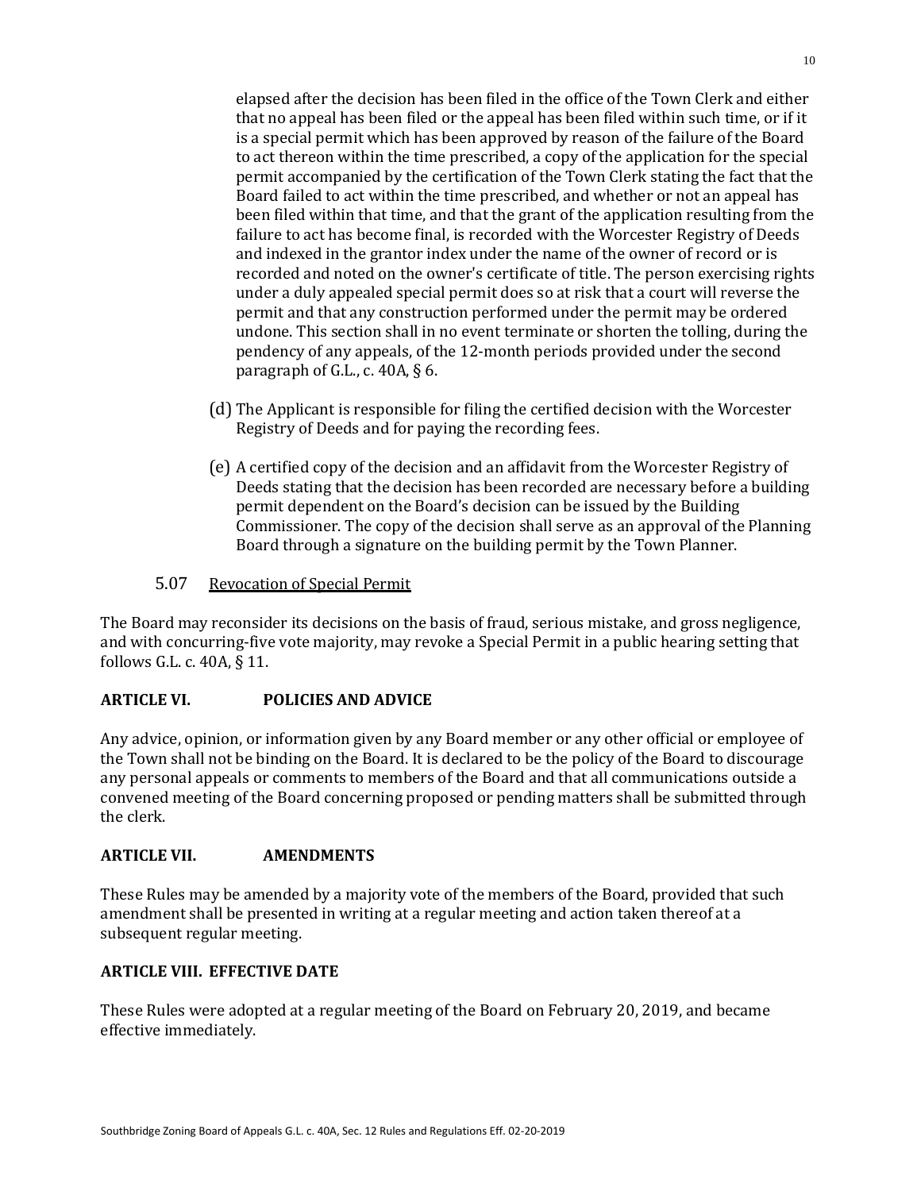elapsed after the decision has been filed in the office of the Town Clerk and either that no appeal has been filed or the appeal has been filed within such time, or if it is a special permit which has been approved by reason of the failure of the Board to act thereon within the time prescribed, a copy of the application for the special permit accompanied by the certification of the Town Clerk stating the fact that the Board failed to act within the time prescribed, and whether or not an appeal has been filed within that time, and that the grant of the application resulting from the failure to act has become final, is recorded with the Worcester Registry of Deeds and indexed in the grantor index under the name of the owner of record or is recorded and noted on the owner's certificate of title. The person exercising rights under a duly appealed special permit does so at risk that a court will reverse the permit and that any construction performed under the permit may be ordered undone. This section shall in no event terminate or shorten the tolling, during the pendency of any appeals, of the 12-month periods provided under the second paragraph of G.L., c. 40A, § 6.

(d) The Applicant is responsible for filing the certified decision with the Worcester Registry of Deeds and for paying the recording fees.

(e) A certified copy of the decision and an affidavit from the Worcester Registry of Deeds stating that the decision has been recorded are necessary before a building permit dependent on the Board's decision can be issued by the Building Commissioner. The copy of the decision shall serve as an approval of the Planning Board through a signature on the building permit by the Town Planner.

### 5.07 Revocation of Special Permit

The Board may reconsider its decisions on the basis of fraud, serious mistake, and gross negligence, and with concurring-five vote majority, may revoke a Special Permit in a public hearing setting that follows G.L. c. 40A, § 11.

## ARTICLE VI. POLICIES AND ADVICE

Any advice, opinion, or information given by any Board member or any other official or employee of the Town shall not be binding on the Board. It is declared to be the policy of the Board to discourage any personal appeals or comments to members of the Board and that all communications outside a convened meeting of the Board concerning proposed or pending matters shall be submitted through the clerk.

## ARTICLE VII. AMENDMENTS

These Rules may be amended by a majority vote of the members of the Board, provided that such amendment shall be presented in writing at a regular meeting and action taken thereof at a subsequent regular meeting.

## ARTICLE VIII. EFFECTIVE DATE

These Rules were adopted at a regular meeting of the Board on February 20, 2019, and became effective immediately.